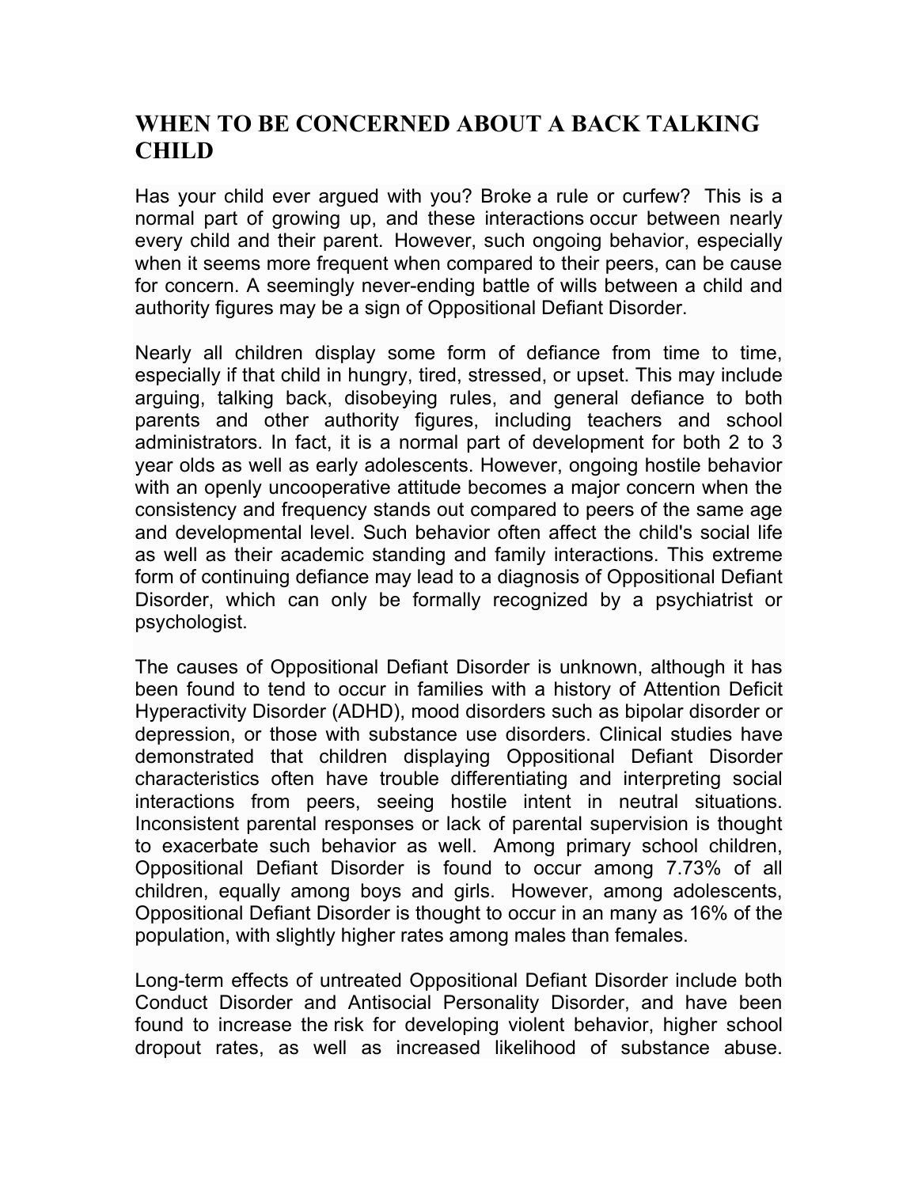# WHEN TO BE CONCERNED ABOUT A BACK TALKING CHILD

Has your child ever argued with you? Broke a rule or curfew? This is a normal part of growing up, and these interactions occur between nearly every child and their parent. However, such ongoing behavior, especially when it seems more frequent when compared to their peers, can be cause for concern. A seemingly never-ending battle of wills between a child and authority figures may be a sign of Oppositional Defiant Disorder.

Nearly all children display some form of defiance from time to time, especially if that child in hungry, tired, stressed, or upset. This may include arguing, talking back, disobeying rules, and general defiance to both parents and other authority figures, including teachers and school administrators. In fact, it is a normal part of development for both 2 to 3 year olds as well as early adolescents. However, ongoing hostile behavior with an openly uncooperative attitude becomes a major concern when the consistency and frequency stands out compared to peers of the same age and developmental level. Such behavior often affect the child's social life as well as their academic standing and family interactions. This extreme form of continuing defiance may lead to a diagnosis of Oppositional Defiant Disorder, which can only be formally recognized by a psychiatrist or psychologist.

The causes of Oppositional Defiant Disorder is unknown, although it has been found to tend to occur in families with a history of Attention Deficit Hyperactivity Disorder (ADHD), mood disorders such as bipolar disorder or depression, or those with substance use disorders. Clinical studies have demonstrated that children displaying Oppositional Defiant Disorder characteristics often have trouble differentiating and interpreting social interactions from peers, seeing hostile intent in neutral situations. Inconsistent parental responses or lack of parental supervision is thought to exacerbate such behavior as well. Among primary school children, Oppositional Defiant Disorder is found to occur among 7.73% of all children, equally among boys and girls. However, among adolescents, Oppositional Defiant Disorder is thought to occur in an many as 16% of the population, with slightly higher rates among males than females.

Long-term effects of untreated Oppositional Defiant Disorder include both Conduct Disorder and Antisocial Personality Disorder, and have been found to increase the risk for developing violent behavior, higher school dropout rates, as well as increased likelihood of substance abuse.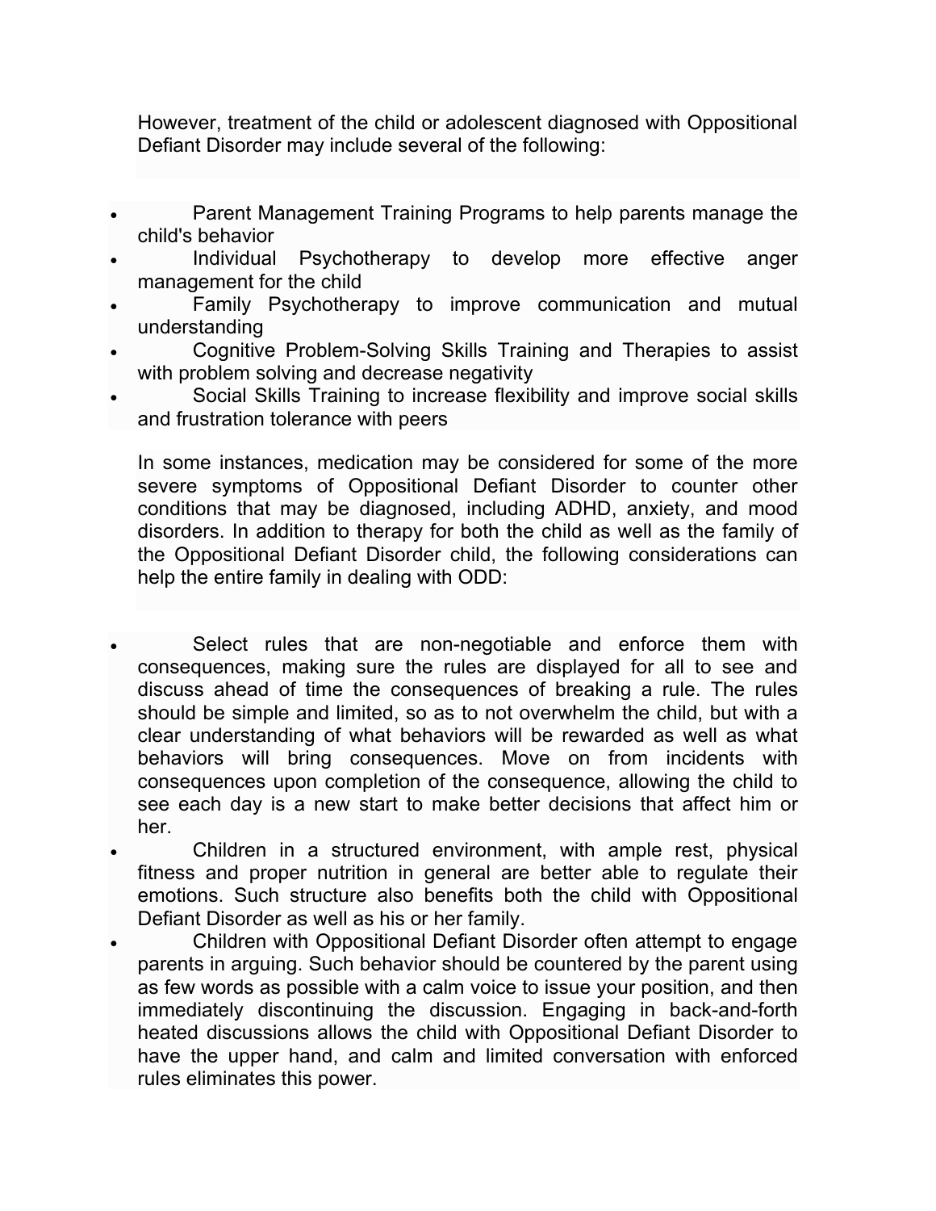However, treatment of the child or adolescent diagnosed with Oppositional Defiant Disorder may include several of the following:

- Parent Management Training Programs to help parents manage the child's behavior
- Individual Psychotherapy to develop more effective anger management for the child
- Family Psychotherapy to improve communication and mutual understanding
- Cognitive Problem-Solving Skills Training and Therapies to assist with problem solving and decrease negativity
- Social Skills Training to increase flexibility and improve social skills and frustration tolerance with peers

In some instances, medication may be considered for some of the more severe symptoms of Oppositional Defiant Disorder to counter other conditions that may be diagnosed, including ADHD, anxiety, and mood disorders. In addition to therapy for both the child as well as the family of the Oppositional Defiant Disorder child, the following considerations can help the entire family in dealing with ODD:

- Select rules that are non-negotiable and enforce them with consequences, making sure the rules are displayed for all to see and discuss ahead of time the consequences of breaking a rule. The rules should be simple and limited, so as to not overwhelm the child, but with a clear understanding of what behaviors will be rewarded as well as what behaviors will bring consequences. Move on from incidents with consequences upon completion of the consequence, allowing the child to see each day is a new start to make better decisions that affect him or her.
- Children in a structured environment, with ample rest, physical fitness and proper nutrition in general are better able to regulate their emotions. Such structure also benefits both the child with Oppositional Defiant Disorder as well as his or her family.
- Children with Oppositional Defiant Disorder often attempt to engage parents in arguing. Such behavior should be countered by the parent using as few words as possible with a calm voice to issue your position, and then immediately discontinuing the discussion. Engaging in back-and-forth heated discussions allows the child with Oppositional Defiant Disorder to have the upper hand, and calm and limited conversation with enforced rules eliminates this power.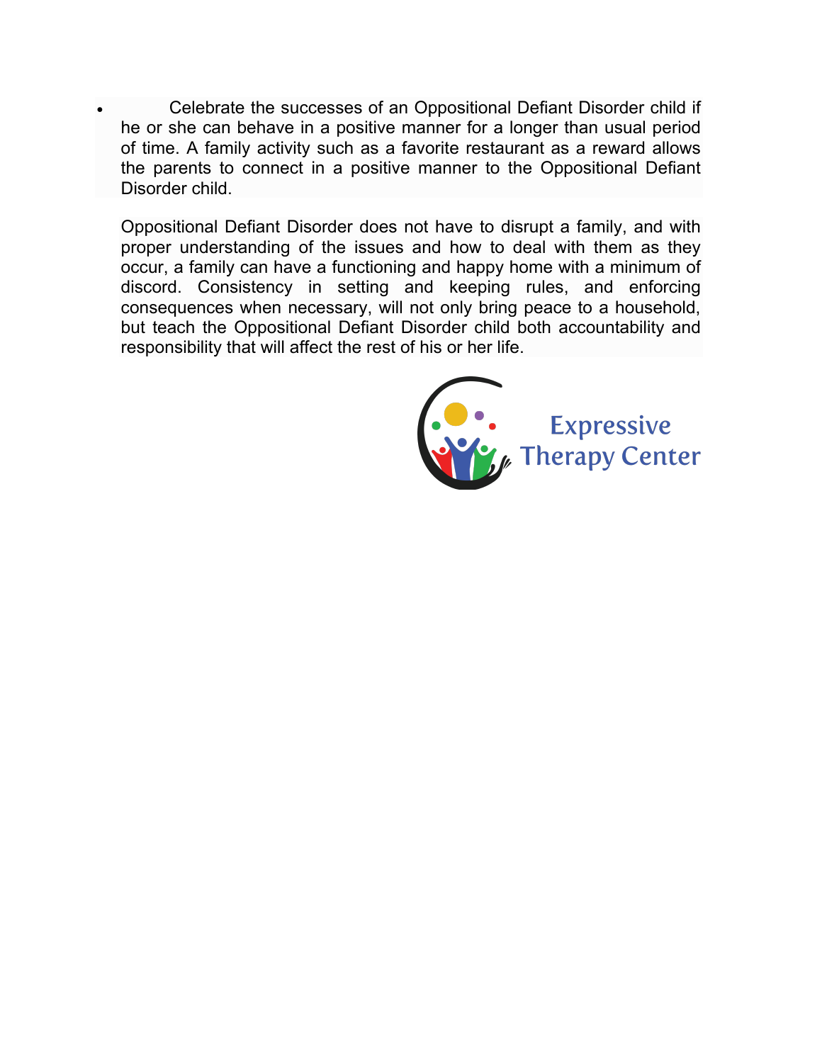- Celebrate the successes of an Oppositional Defiant Disorder child if he or she can behave in a positive manner for a longer than usual period of time. A family activity such as a favorite restaurant as a reward allows the parents to connect in a positive manner to the Oppositional Defiant Disorder child.

Oppositional Defiant Disorder does not have to disrupt a family, and with proper understanding of the issues and how to deal with them as they occur, a family can have a functioning and happy home with a minimum of discord. Consistency in setting and keeping rules, and enforcing consequences when necessary, will not only bring peace to a household, but teach the Oppositional Defiant Disorder child both accountability and responsibility that will affect the rest of his or her life.

Expressive Therapy Center